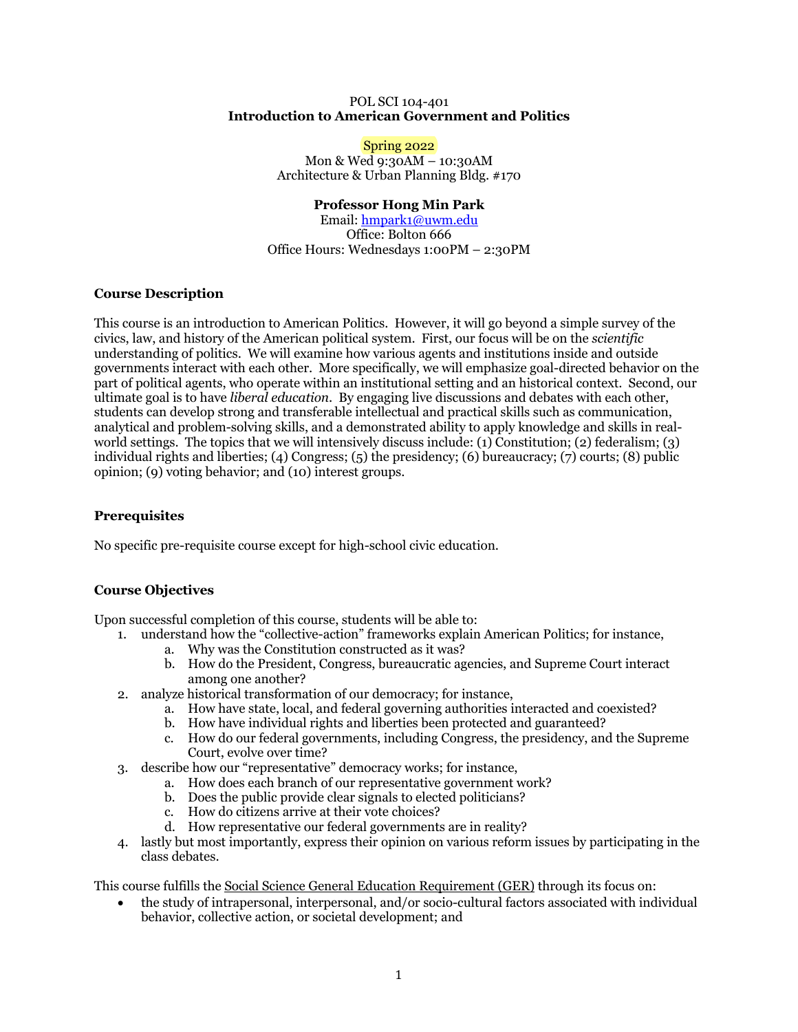POL SCI 104-401

**Introduction to American Government and Politics**

Spring 2022

Mon & Wed 9:30AM – 10:30AM

Architecture & Urban Planning Bldg. #170

**Professor Hong Min Park**

Email: hmpark1@uwm.edu

Office: Bolton 666

Office Hours: Wednesdays 1:00PM – 2:30PM

## Course Description

This course is an introduction to American Politics. However, it will go beyond a simple survey of the civics, law, and history of the American political system. First, our focus will be on the *scientific* understanding of politics. We will examine how various agents and institutions inside and outside governments interact with each other. More specifically, we will emphasize goal-directed behavior on the part of political agents, who operate within an institutional setting and an historical context. Second, our ultimate goal is to have *liberal education*. By engaging live discussions and debates with each other, students can develop strong and transferable intellectual and practical skills such as communication, analytical and problem-solving skills, and a demonstrated ability to apply knowledge and skills in real-world settings. The topics that we will intensively discuss include: (1) Constitution; (2) federalism; (3) individual rights and liberties; (4) Congress; (5) the presidency; (6) bureaucracy; (7) courts; (8) public opinion; (9) voting behavior; and (10) interest groups.

## Prerequisites

No specific pre-requisite course except for high-school civic education.

## Course Objectives

Upon successful completion of this course, students will be able to:

1. understand how the "collective-action" frameworks explain American Politics; for instance,
   a. Why was the Constitution constructed as it was?
   b. How do the President, Congress, bureaucratic agencies, and Supreme Court interact among one another?
2. analyze historical transformation of our democracy; for instance,
   a. How have state, local, and federal governing authorities interacted and coexisted?
   b. How have individual rights and liberties been protected and guaranteed?
   c. How do our federal governments, including Congress, the presidency, and the Supreme Court, evolve over time?
3. describe how our "representative" democracy works; for instance,
   a. How does each branch of our representative government work?
   b. Does the public provide clear signals to elected politicians?
   c. How do citizens arrive at their vote choices?
   d. How representative our federal governments are in reality?
4. lastly but most importantly, express their opinion on various reform issues by participating in the class debates.

This course fulfills the Social Science General Education Requirement (GER) through its focus on:

- the study of intrapersonal, interpersonal, and/or socio-cultural factors associated with individual behavior, collective action, or societal development; and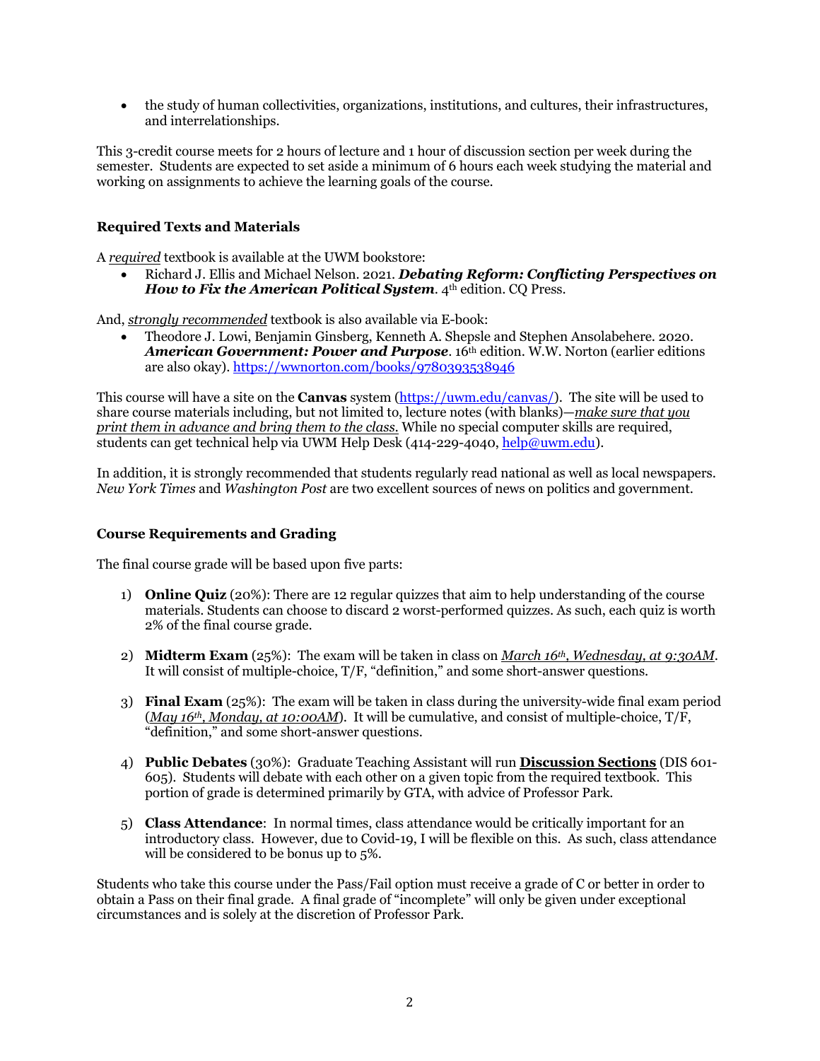- the study of human collectivities, organizations, institutions, and cultures, their infrastructures, and interrelationships.

This 3-credit course meets for 2 hours of lecture and 1 hour of discussion section per week during the semester. Students are expected to set aside a minimum of 6 hours each week studying the material and working on assignments to achieve the learning goals of the course.

### Required Texts and Materials

A *required* textbook is available at the UWM bookstore:

- Richard J. Ellis and Michael Nelson. 2021. ***Debating Reform: Conflicting Perspectives on How to Fix the American Political System***. 4th edition. CQ Press.

And, *strongly recommended* textbook is also available via E-book:

- Theodore J. Lowi, Benjamin Ginsberg, Kenneth A. Shepsle and Stephen Ansolabehere. 2020. ***American Government: Power and Purpose***. 16th edition. W.W. Norton (earlier editions are also okay). https://wwnorton.com/books/9780393538946

This course will have a site on the **Canvas** system (https://uwm.edu/canvas/). The site will be used to share course materials including, but not limited to, lecture notes (with blanks)—*make sure that you print them in advance and bring them to the class.* While no special computer skills are required, students can get technical help via UWM Help Desk (414-229-4040, help@uwm.edu).

In addition, it is strongly recommended that students regularly read national as well as local newspapers. *New York Times* and *Washington Post* are two excellent sources of news on politics and government.

### Course Requirements and Grading

The final course grade will be based upon five parts:

1) **Online Quiz** (20%): There are 12 regular quizzes that aim to help understanding of the course materials. Students can choose to discard 2 worst-performed quizzes. As such, each quiz is worth 2% of the final course grade.

2) **Midterm Exam** (25%): The exam will be taken in class on *March 16th, Wednesday, at 9:30AM*. It will consist of multiple-choice, T/F, "definition," and some short-answer questions.

3) **Final Exam** (25%): The exam will be taken in class during the university-wide final exam period (*May 16th, Monday, at 10:00AM*). It will be cumulative, and consist of multiple-choice, T/F, "definition," and some short-answer questions.

4) **Public Debates** (30%): Graduate Teaching Assistant will run **Discussion Sections** (DIS 601-605). Students will debate with each other on a given topic from the required textbook. This portion of grade is determined primarily by GTA, with advice of Professor Park.

5) **Class Attendance**: In normal times, class attendance would be critically important for an introductory class. However, due to Covid-19, I will be flexible on this. As such, class attendance will be considered to be bonus up to 5%.

Students who take this course under the Pass/Fail option must receive a grade of C or better in order to obtain a Pass on their final grade. A final grade of "incomplete" will only be given under exceptional circumstances and is solely at the discretion of Professor Park.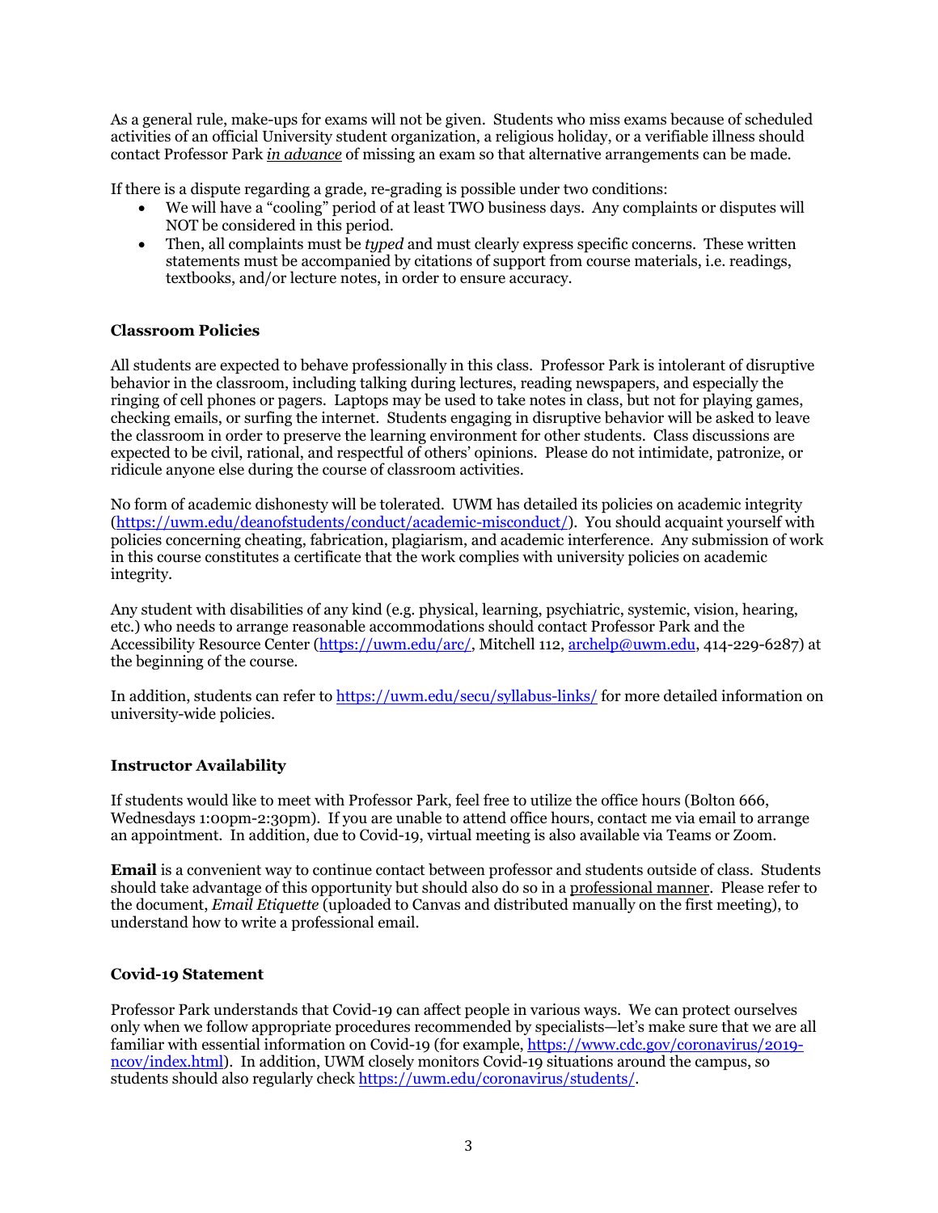As a general rule, make-ups for exams will not be given. Students who miss exams because of scheduled activities of an official University student organization, a religious holiday, or a verifiable illness should contact Professor Park *in advance* of missing an exam so that alternative arrangements can be made.

If there is a dispute regarding a grade, re-grading is possible under two conditions:

- We will have a "cooling" period of at least TWO business days. Any complaints or disputes will NOT be considered in this period.
- Then, all complaints must be *typed* and must clearly express specific concerns. These written statements must be accompanied by citations of support from course materials, i.e. readings, textbooks, and/or lecture notes, in order to ensure accuracy.

**Classroom Policies**

All students are expected to behave professionally in this class. Professor Park is intolerant of disruptive behavior in the classroom, including talking during lectures, reading newspapers, and especially the ringing of cell phones or pagers. Laptops may be used to take notes in class, but not for playing games, checking emails, or surfing the internet. Students engaging in disruptive behavior will be asked to leave the classroom in order to preserve the learning environment for other students. Class discussions are expected to be civil, rational, and respectful of others' opinions. Please do not intimidate, patronize, or ridicule anyone else during the course of classroom activities.

No form of academic dishonesty will be tolerated. UWM has detailed its policies on academic integrity (https://uwm.edu/deanofstudents/conduct/academic-misconduct/). You should acquaint yourself with policies concerning cheating, fabrication, plagiarism, and academic interference. Any submission of work in this course constitutes a certificate that the work complies with university policies on academic integrity.

Any student with disabilities of any kind (e.g. physical, learning, psychiatric, systemic, vision, hearing, etc.) who needs to arrange reasonable accommodations should contact Professor Park and the Accessibility Resource Center (https://uwm.edu/arc/, Mitchell 112, archelp@uwm.edu, 414-229-6287) at the beginning of the course.

In addition, students can refer to https://uwm.edu/secu/syllabus-links/ for more detailed information on university-wide policies.

**Instructor Availability**

If students would like to meet with Professor Park, feel free to utilize the office hours (Bolton 666, Wednesdays 1:00pm-2:30pm). If you are unable to attend office hours, contact me via email to arrange an appointment. In addition, due to Covid-19, virtual meeting is also available via Teams or Zoom.

**Email** is a convenient way to continue contact between professor and students outside of class. Students should take advantage of this opportunity but should also do so in a professional manner. Please refer to the document, *Email Etiquette* (uploaded to Canvas and distributed manually on the first meeting), to understand how to write a professional email.

**Covid-19 Statement**

Professor Park understands that Covid-19 can affect people in various ways. We can protect ourselves only when we follow appropriate procedures recommended by specialists—let's make sure that we are all familiar with essential information on Covid-19 (for example, https://www.cdc.gov/coronavirus/2019-ncov/index.html). In addition, UWM closely monitors Covid-19 situations around the campus, so students should also regularly check https://uwm.edu/coronavirus/students/.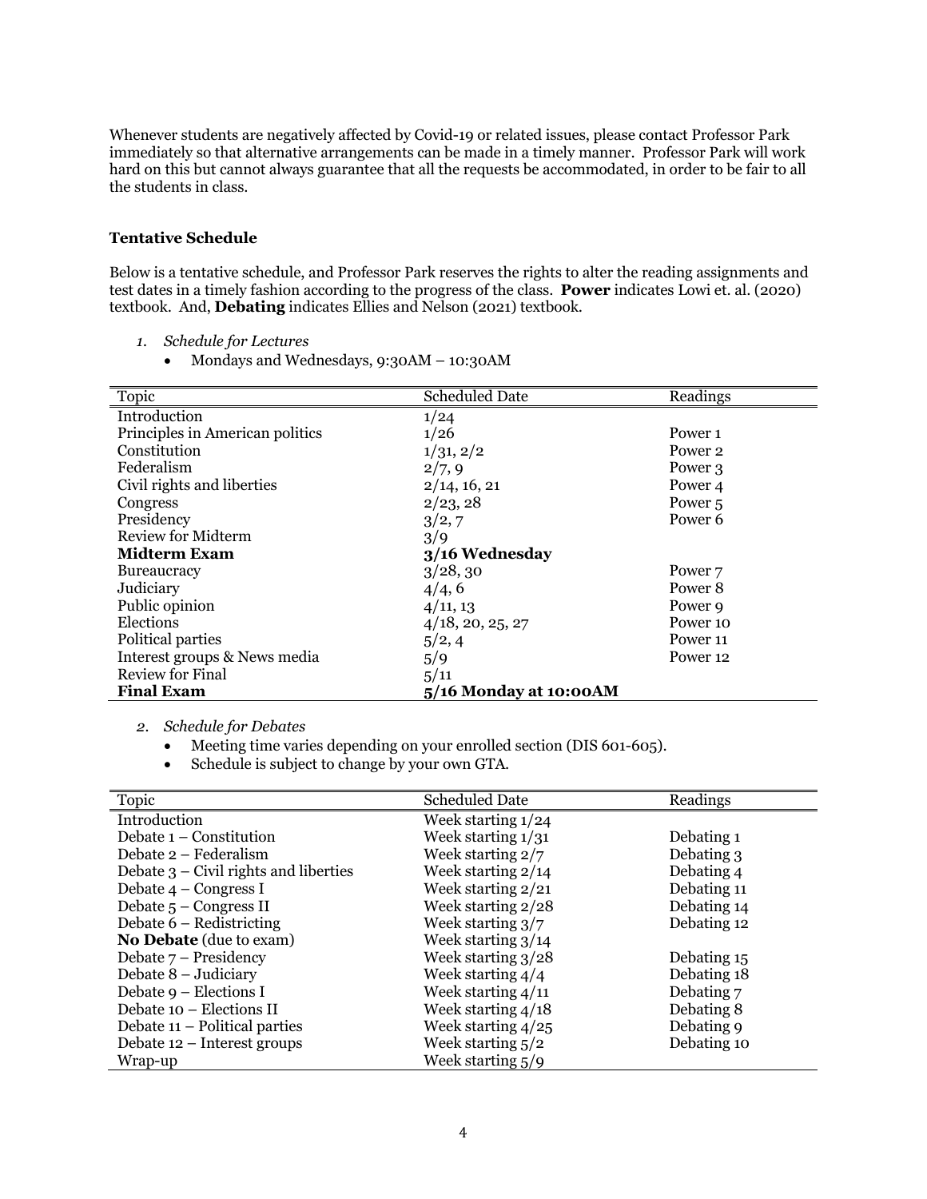Whenever students are negatively affected by Covid-19 or related issues, please contact Professor Park immediately so that alternative arrangements can be made in a timely manner. Professor Park will work hard on this but cannot always guarantee that all the requests be accommodated, in order to be fair to all the students in class.

### Tentative Schedule

Below is a tentative schedule, and Professor Park reserves the rights to alter the reading assignments and test dates in a timely fashion according to the progress of the class. **Power** indicates Lowi et. al. (2020) textbook. And, **Debating** indicates Ellies and Nelson (2021) textbook.

1. *Schedule for Lectures*
   - Mondays and Wednesdays, 9:30AM – 10:30AM

| Topic | Scheduled Date | Readings |
|---|---|---|
| Introduction | 1/24 | |
| Principles in American politics | 1/26 | Power 1 |
| Constitution | 1/31, 2/2 | Power 2 |
| Federalism | 2/7, 9 | Power 3 |
| Civil rights and liberties | 2/14, 16, 21 | Power 4 |
| Congress | 2/23, 28 | Power 5 |
| Presidency | 3/2, 7 | Power 6 |
| Review for Midterm | 3/9 | |
| **Midterm Exam** | **3/16 Wednesday** | |
| Bureaucracy | 3/28, 30 | Power 7 |
| Judiciary | 4/4, 6 | Power 8 |
| Public opinion | 4/11, 13 | Power 9 |
| Elections | 4/18, 20, 25, 27 | Power 10 |
| Political parties | 5/2, 4 | Power 11 |
| Interest groups & News media | 5/9 | Power 12 |
| Review for Final | 5/11 | |
| **Final Exam** | **5/16 Monday at 10:00AM** | |

2. *Schedule for Debates*
   - Meeting time varies depending on your enrolled section (DIS 601-605).
   - Schedule is subject to change by your own GTA.

| Topic | Scheduled Date | Readings |
|---|---|---|
| Introduction | Week starting 1/24 | |
| Debate 1 – Constitution | Week starting 1/31 | Debating 1 |
| Debate 2 – Federalism | Week starting 2/7 | Debating 3 |
| Debate 3 – Civil rights and liberties | Week starting 2/14 | Debating 4 |
| Debate 4 – Congress I | Week starting 2/21 | Debating 11 |
| Debate 5 – Congress II | Week starting 2/28 | Debating 14 |
| Debate 6 – Redistricting | Week starting 3/7 | Debating 12 |
| **No Debate** (due to exam) | Week starting 3/14 | |
| Debate 7 – Presidency | Week starting 3/28 | Debating 15 |
| Debate 8 – Judiciary | Week starting 4/4 | Debating 18 |
| Debate 9 – Elections I | Week starting 4/11 | Debating 7 |
| Debate 10 – Elections II | Week starting 4/18 | Debating 8 |
| Debate 11 – Political parties | Week starting 4/25 | Debating 9 |
| Debate 12 – Interest groups | Week starting 5/2 | Debating 10 |
| Wrap-up | Week starting 5/9 | |